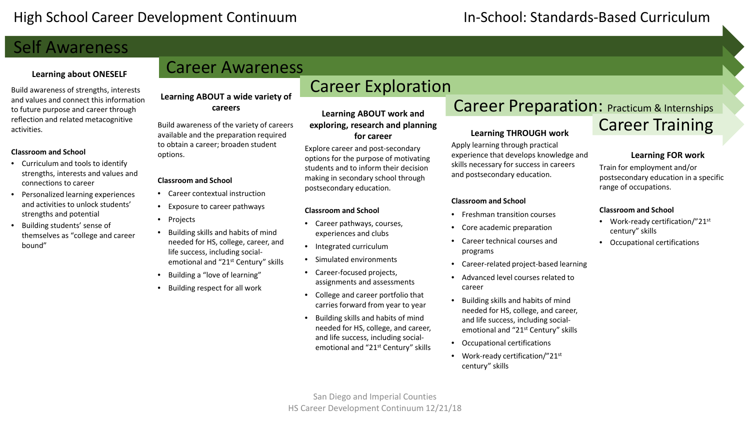# High School Career Development Continuum

**In-School: Standards-Based Curriculum**

## Self Awareness

### Learning about ONESELF

Build awareness of strengths, interests and values and connect this information to future purpose and career through reflection and related metacognitive activities.

**Classroom and School**

- Curriculum and tools to identify strengths, interests and values and connections to career
- Personalized learning experiences and activities to unlock students' strengths and potential
- Building students' sense of themselves as "college and career bound"

## Career Awareness

### Learning ABOUT a wide variety of careers

Build awareness of the variety of careers available and the preparation required to obtain a career; broaden student options.

**Classroom and School**

- Career contextual instruction
- Exposure to career pathways
- Projects
- Building skills and habits of mind needed for HS, college, career, and life success, including social-emotional and "21st Century" skills
- Building a "love of learning"
- Building respect for all work

## Career Exploration

### Learning ABOUT work and exploring, research and planning for career

Explore career and post-secondary options for the purpose of motivating students and to inform their decision making in secondary school through postsecondary education.

**Classroom and School**

- Career pathways, courses, experiences and clubs
- Integrated curriculum
- Simulated environments
- Career-focused projects, assignments and assessments
- College and career portfolio that carries forward from year to year
- Building skills and habits of mind needed for HS, college, and career, and life success, including social-emotional and "21st Century" skills

## Career Preparation: Practicum & Internships

### Learning THROUGH work

Apply learning through practical experience that develops knowledge and skills necessary for success in careers and postsecondary education.

**Classroom and School**

- Freshman transition courses
- Core academic preparation
- Career technical courses and programs
- Career-related project-based learning
- Advanced level courses related to career
- Building skills and habits of mind needed for HS, college, and career, and life success, including social-emotional and "21st Century" skills
- Occupational certifications
- Work-ready certification/"21st century" skills

## Career Training

### Learning FOR work

Train for employment and/or postsecondary education in a specific range of occupations.

**Classroom and School**

- Work-ready certification/"21st century" skills
- Occupational certifications

San Diego and Imperial Counties
HS Career Development Continuum 12/21/18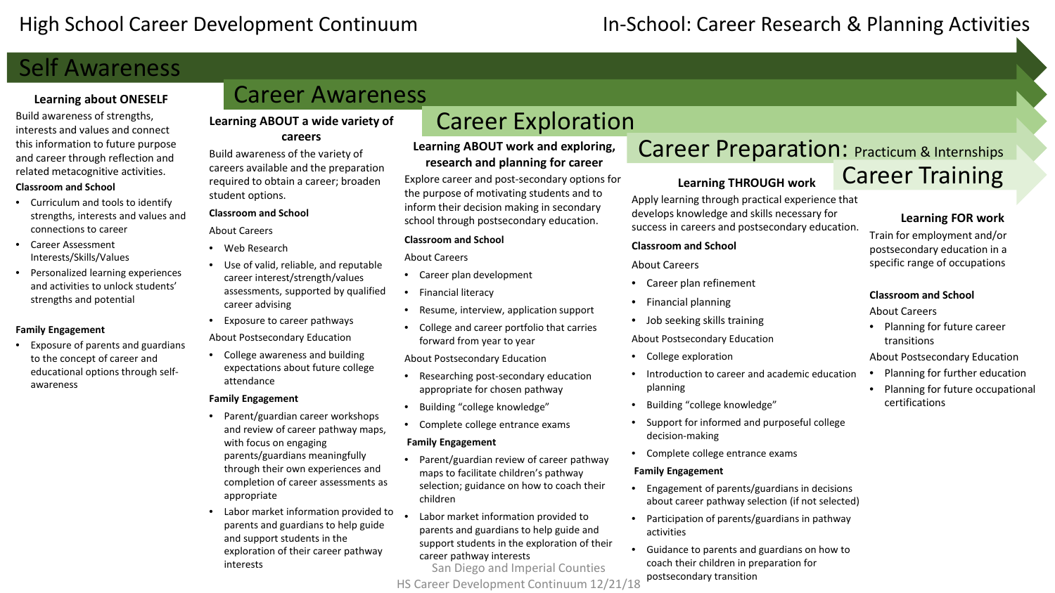# High School Career Development Continuum

## In-School: Career Research & Planning Activities

## Self Awareness

### Learning about ONESELF

Build awareness of strengths, interests and values and connect this information to future purpose and career through reflection and related metacognitive activities.

**Classroom and School**

- Curriculum and tools to identify strengths, interests and values and connections to career
- Career Assessment Interests/Skills/Values
- Personalized learning experiences and activities to unlock students' strengths and potential

**Family Engagement**

- Exposure of parents and guardians to the concept of career and educational options through self-awareness

## Career Awareness

### Learning ABOUT a wide variety of careers

Build awareness of the variety of careers available and the preparation required to obtain a career; broaden student options.

**Classroom and School**

About Careers

- Web Research
- Use of valid, reliable, and reputable career interest/strength/values assessments, supported by qualified career advising
- Exposure to career pathways

About Postsecondary Education

- College awareness and building expectations about future college attendance

**Family Engagement**

- Parent/guardian career workshops and review of career pathway maps, with focus on engaging parents/guardians meaningfully through their own experiences and completion of career assessments as appropriate
- Labor market information provided to parents and guardians to help guide and support students in the exploration of their career pathway interests

## Career Exploration

### Learning ABOUT work and exploring, research and planning for career

Explore career and post-secondary options for the purpose of motivating students and to inform their decision making in secondary school through postsecondary education.

**Classroom and School**

About Careers

- Career plan development
- Financial literacy
- Resume, interview, application support
- College and career portfolio that carries forward from year to year

About Postsecondary Education

- Researching post-secondary education appropriate for chosen pathway
- Building "college knowledge"
- Complete college entrance exams

**Family Engagement**

- Parent/guardian review of career pathway maps to facilitate children's pathway selection; guidance on how to coach their children
- Labor market information provided to parents and guardians to help guide and support students in the exploration of their career pathway interests

## Career Preparation: Practicum & Internships

### Learning THROUGH work

Apply learning through practical experience that develops knowledge and skills necessary for success in careers and postsecondary education.

**Classroom and School**

About Careers

- Career plan refinement
- Financial planning
- Job seeking skills training

About Postsecondary Education

- College exploration
- Introduction to career and academic education planning
- Building "college knowledge"
- Support for informed and purposeful college decision-making
- Complete college entrance exams

**Family Engagement**

- Engagement of parents/guardians in decisions about career pathway selection (if not selected)
- Participation of parents/guardians in pathway activities
- Guidance to parents and guardians on how to coach their children in preparation for postsecondary transition

## Career Training

### Learning FOR work

Train for employment and/or postsecondary education in a specific range of occupations

**Classroom and School**

About Careers

- Planning for future career transitions

About Postsecondary Education

- Planning for further education
- Planning for future occupational certifications

San Diego and Imperial Counties
HS Career Development Continuum 12/21/18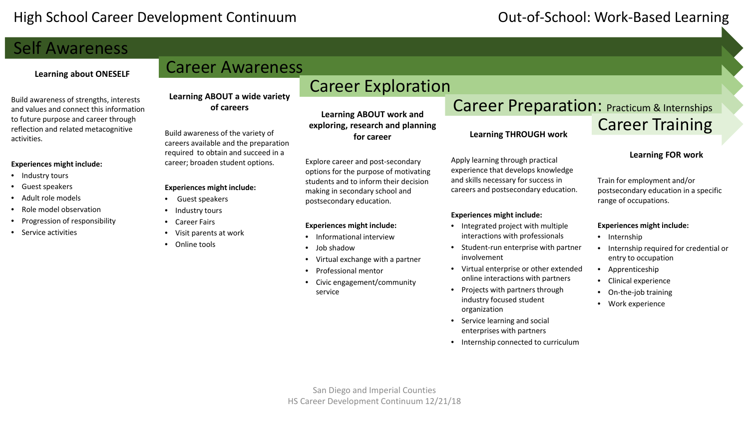# High School Career Development Continuum

# Out-of-School: Work-Based Learning

## Self Awareness

**Learning about ONESELF**

Build awareness of strengths, interests and values and connect this information to future purpose and career through reflection and related metacognitive activities.

**Experiences might include:**

- Industry tours
- Guest speakers
- Adult role models
- Role model observation
- Progression of responsibility
- Service activities

## Career Awareness

**Learning ABOUT a wide variety of careers**

Build awareness of the variety of careers available and the preparation required to obtain and succeed in a career; broaden student options.

**Experiences might include:**

- Guest speakers
- Industry tours
- Career Fairs
- Visit parents at work
- Online tools

## Career Exploration

**Learning ABOUT work and exploring, research and planning for career**

Explore career and post-secondary options for the purpose of motivating students and to inform their decision making in secondary school and postsecondary education.

**Experiences might include:**

- Informational interview
- Job shadow
- Virtual exchange with a partner
- Professional mentor
- Civic engagement/community service

## Career Preparation: Practicum & Internships

**Learning THROUGH work**

Apply learning through practical experience that develops knowledge and skills necessary for success in careers and postsecondary education.

**Experiences might include:**

- Integrated project with multiple interactions with professionals
- Student-run enterprise with partner involvement
- Virtual enterprise or other extended online interactions with partners
- Projects with partners through industry focused student organization
- Service learning and social enterprises with partners
- Internship connected to curriculum

## Career Training

**Learning FOR work**

Train for employment and/or postsecondary education in a specific range of occupations.

**Experiences might include:**

- Internship
- Internship required for credential or entry to occupation
- Apprenticeship
- Clinical experience
- On-the-job training
- Work experience

San Diego and Imperial Counties
HS Career Development Continuum 12/21/18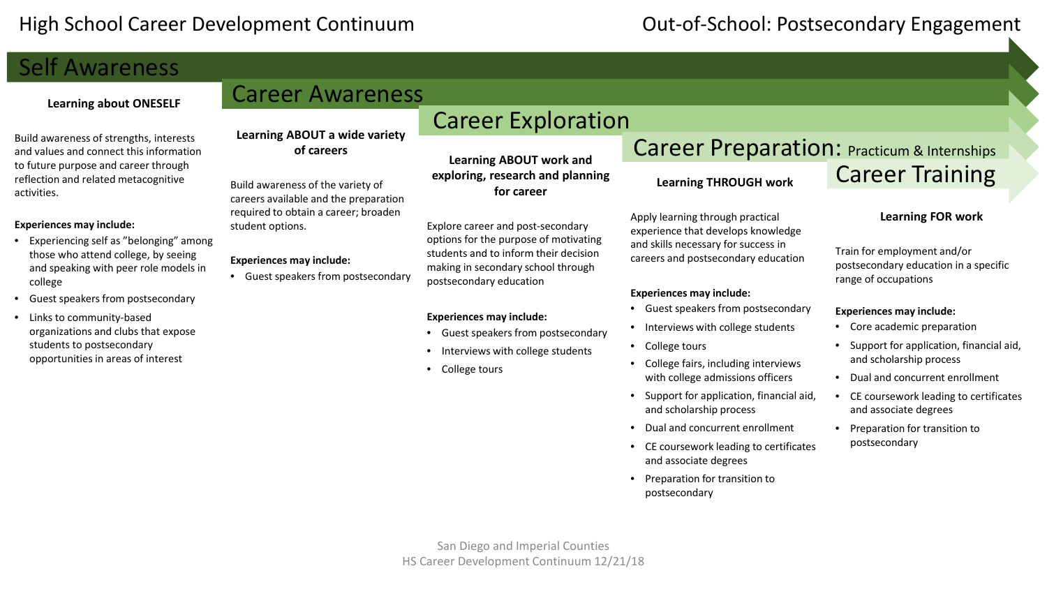# High School Career Development Continuum

# Out-of-School: Postsecondary Engagement

## Self Awareness

**Learning about ONESELF**

Build awareness of strengths, interests and values and connect this information to future purpose and career through reflection and related metacognitive activities.

**Experiences may include:**

- Experiencing self as "belonging" among those who attend college, by seeing and speaking with peer role models in college
- Guest speakers from postsecondary
- Links to community-based organizations and clubs that expose students to postsecondary opportunities in areas of interest

## Career Awareness

**Learning ABOUT a wide variety of careers**

Build awareness of the variety of careers available and the preparation required to obtain a career; broaden student options.

**Experiences may include:**

- Guest speakers from postsecondary

## Career Exploration

**Learning ABOUT work and exploring, research and planning for career**

Explore career and post-secondary options for the purpose of motivating students and to inform their decision making in secondary school through postsecondary education

**Experiences may include:**

- Guest speakers from postsecondary
- Interviews with college students
- College tours

## Career Preparation: Practicum & Internships

**Learning THROUGH work**

Apply learning through practical experience that develops knowledge and skills necessary for success in careers and postsecondary education

**Experiences may include:**

- Guest speakers from postsecondary
- Interviews with college students
- College tours
- College fairs, including interviews with college admissions officers
- Support for application, financial aid, and scholarship process
- Dual and concurrent enrollment
- CE coursework leading to certificates and associate degrees
- Preparation for transition to postsecondary

## Career Training

**Learning FOR work**

Train for employment and/or postsecondary education in a specific range of occupations

**Experiences may include:**

- Core academic preparation
- Support for application, financial aid, and scholarship process
- Dual and concurrent enrollment
- CE coursework leading to certificates and associate degrees
- Preparation for transition to postsecondary

San Diego and Imperial Counties
HS Career Development Continuum 12/21/18